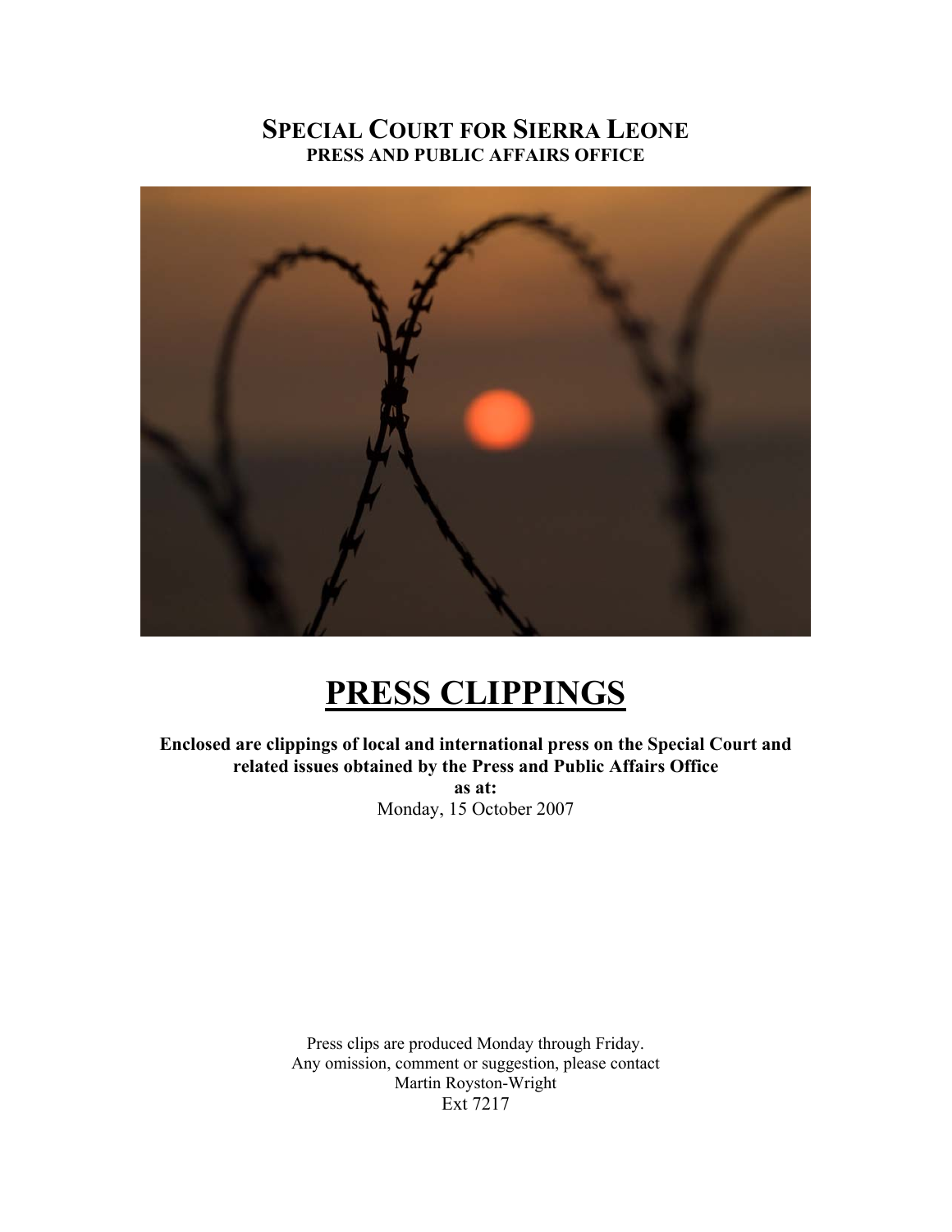# SPECIAL COURT FOR SIERRA LEONE

## PRESS AND PUBLIC AFFAIRS OFFICE

# PRESS CLIPPINGS

**Enclosed are clippings of local and international press on the Special Court and related issues obtained by the Press and Public Affairs Office**

**as at:**

Monday, 15 October 2007

Press clips are produced Monday through Friday.
Any omission, comment or suggestion, please contact
Martin Royston-Wright
Ext 7217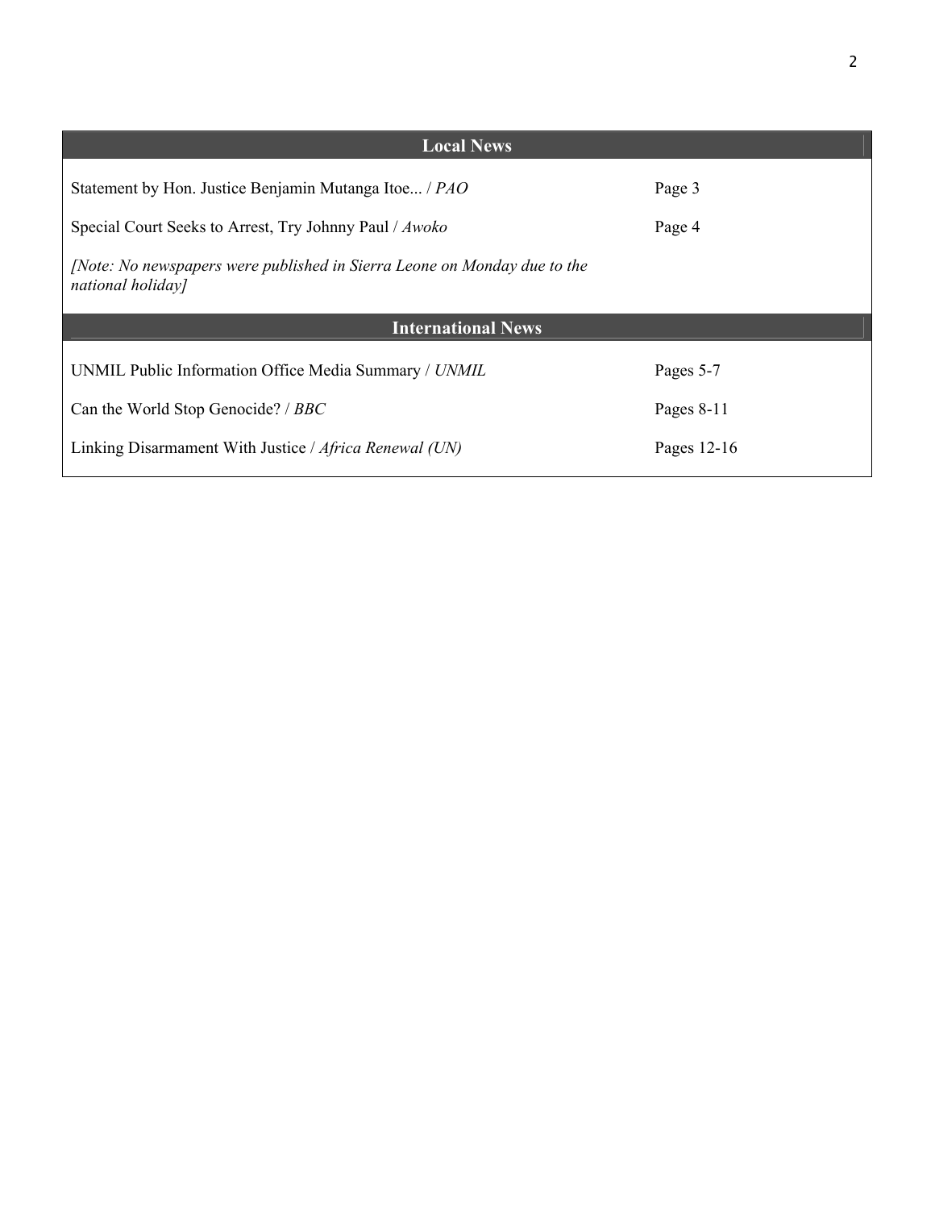| Local News | |
|---|---|
| Statement by Hon. Justice Benjamin Mutanga Itoe... / *PAO* | Page 3 |
| Special Court Seeks to Arrest, Try Johnny Paul / *Awoko* | Page 4 |
| *[Note: No newspapers were published in Sierra Leone on Monday due to the national holiday]* | |

| International News | |
|---|---|
| UNMIL Public Information Office Media Summary / *UNMIL* | Pages 5-7 |
| Can the World Stop Genocide? / *BBC* | Pages 8-11 |
| Linking Disarmament With Justice / *Africa Renewal (UN)* | Pages 12-16 |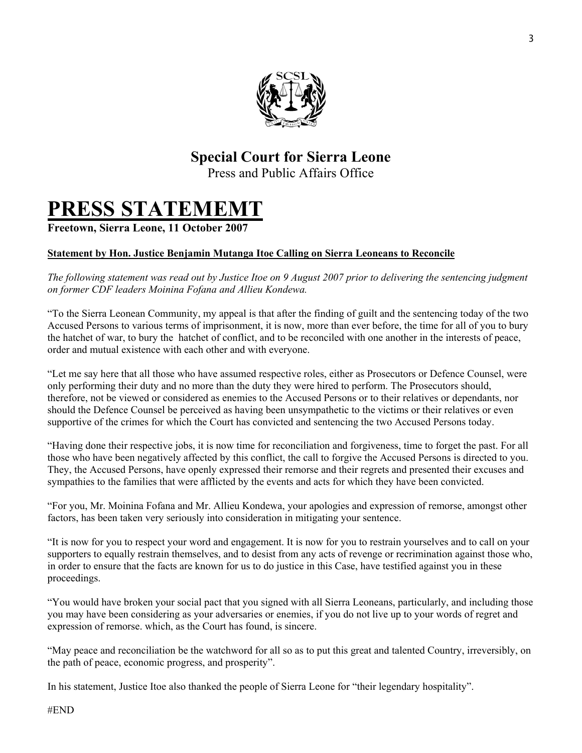## Special Court for Sierra Leone

Press and Public Affairs Office

# PRESS STATEMEMT

**Freetown, Sierra Leone, 11 October 2007**

**Statement by Hon. Justice Benjamin Mutanga Itoe Calling on Sierra Leoneans to Reconcile**

*The following statement was read out by Justice Itoe on 9 August 2007 prior to delivering the sentencing judgment on former CDF leaders Moinina Fofana and Allieu Kondewa.*

"To the Sierra Leonean Community, my appeal is that after the finding of guilt and the sentencing today of the two Accused Persons to various terms of imprisonment, it is now, more than ever before, the time for all of you to bury the hatchet of war, to bury the hatchet of conflict, and to be reconciled with one another in the interests of peace, order and mutual existence with each other and with everyone.

"Let me say here that all those who have assumed respective roles, either as Prosecutors or Defence Counsel, were only performing their duty and no more than the duty they were hired to perform. The Prosecutors should, therefore, not be viewed or considered as enemies to the Accused Persons or to their relatives or dependants, nor should the Defence Counsel be perceived as having been unsympathetic to the victims or their relatives or even supportive of the crimes for which the Court has convicted and sentencing the two Accused Persons today.

"Having done their respective jobs, it is now time for reconciliation and forgiveness, time to forget the past. For all those who have been negatively affected by this conflict, the call to forgive the Accused Persons is directed to you. They, the Accused Persons, have openly expressed their remorse and their regrets and presented their excuses and sympathies to the families that were afflicted by the events and acts for which they have been convicted.

"For you, Mr. Moinina Fofana and Mr. Allieu Kondewa, your apologies and expression of remorse, amongst other factors, has been taken very seriously into consideration in mitigating your sentence.

"It is now for you to respect your word and engagement. It is now for you to restrain yourselves and to call on your supporters to equally restrain themselves, and to desist from any acts of revenge or recrimination against those who, in order to ensure that the facts are known for us to do justice in this Case, have testified against you in these proceedings.

"You would have broken your social pact that you signed with all Sierra Leoneans, particularly, and including those you may have been considering as your adversaries or enemies, if you do not live up to your words of regret and expression of remorse. which, as the Court has found, is sincere.

"May peace and reconciliation be the watchword for all so as to put this great and talented Country, irreversibly, on the path of peace, economic progress, and prosperity".

In his statement, Justice Itoe also thanked the people of Sierra Leone for "their legendary hospitality".

#END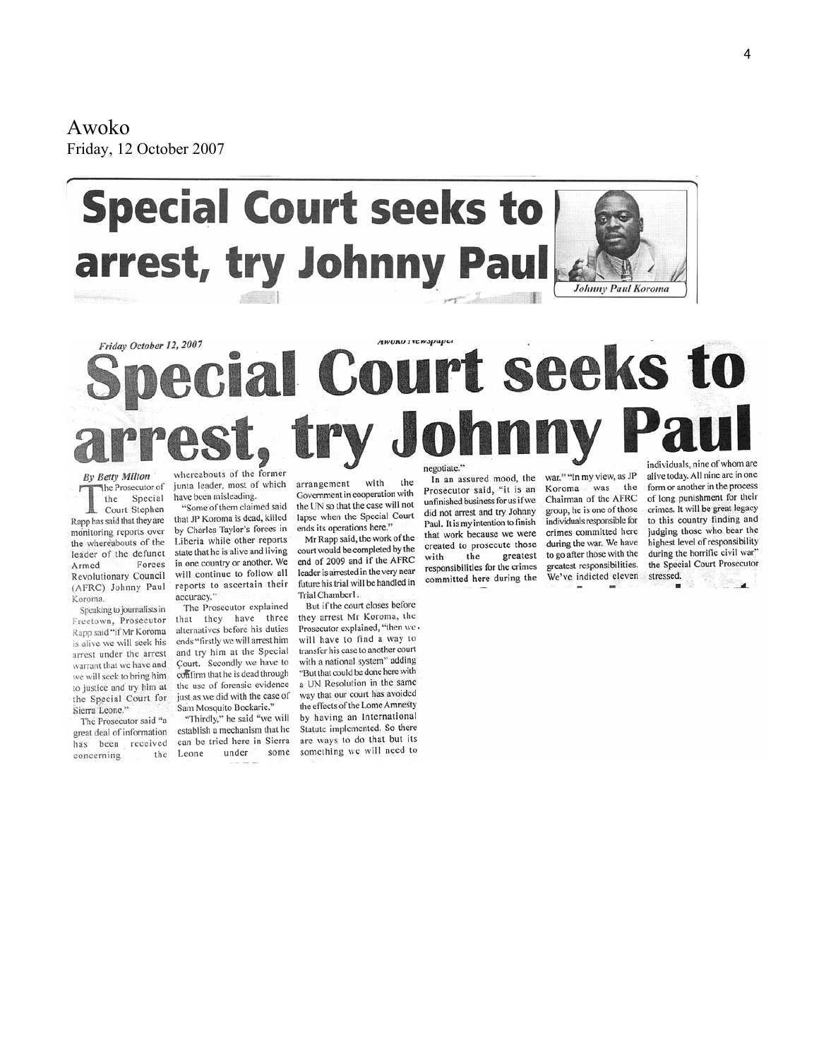Awoko
Friday, 12 October 2007

# Special Court seeks to arrest, try Johnny Paul

*Johnny Paul Koroma*

Friday October 12, 2007

Awoko Newspaper

# Special Court seeks to arrest, try Johnny Paul

**By Betty Milton**

The Prosecutor of the Special Court Stephen Rapp has said that they are monitoring reports over the whereabouts of the leader of the defunct Armed Forces Revolutionary Council (AFRC) Johnny Paul Koroma.

Speaking to journalists in Freetown, Prosecutor Rapp said "if Mr Koroma is alive we will seek his arrest under the arrest warrant that we have and we will seek to bring him to justice and try him at the Special Court for Sierra Leone."

The Prosecutor said "a great deal of information has been received concerning the whereabouts of the former junta leader, most of which have been misleading.

"Some of them claimed said that JP Koroma is dead, killed by Charles Taylor's forces in Liberia while other reports state that he is alive and living in one country or another. We will continue to follow all reports to ascertain their accuracy."

The Prosecutor explained that they have three alternatives before his duties ends "firstly we will arrest him and try him at the Special Court. Secondly we have to confirm that he is dead through the use of forensic evidence just as we did with the case of Sam Mosquito Bockarie."

"Thirdly," he said "we will establish a mechanism that he can be tried here in Sierra Leone under some arrangement with the Government in cooperation with the UN so that the case will not lapse when the Special Court ends its operations here."

Mr Rapp said, the work of the court would be completed by the end of 2009 and if the AFRC leader is arrested in the very near future his trial will be handled in Trial Chamber1.

But if the court closes before they arrest Mr Koroma, the Prosecutor explained, "then we will have to find a way to transfer his case to another court with a national system" adding "But that could be done here with a UN Resolution in the same way that our court has avoided the effects of the Lome Amnesty by having an International Statute implemented. So there are ways to do that but its something we will need to negotiate."

In an assured mood, the Prosecutor said, "it is an unfinished business for us if we did not arrest and try Johnny Paul. It is my intention to finish that work because we were created to prosecute those with the greatest responsibilities for the crimes committed here during the war." "In my view, as JP Koroma was the Chairman of the AFRC group, he is one of those individuals responsible for crimes committed here during the war. We have to go after those with the greatest responsibilities. We've indicted eleven individuals, nine of whom are alive today. All nine are in one form or another in the process of long punishment for their crimes. It will be great legacy to this country finding and judging those who bear the highest level of responsibility during the horrific civil war" the Special Court Prosecutor stressed.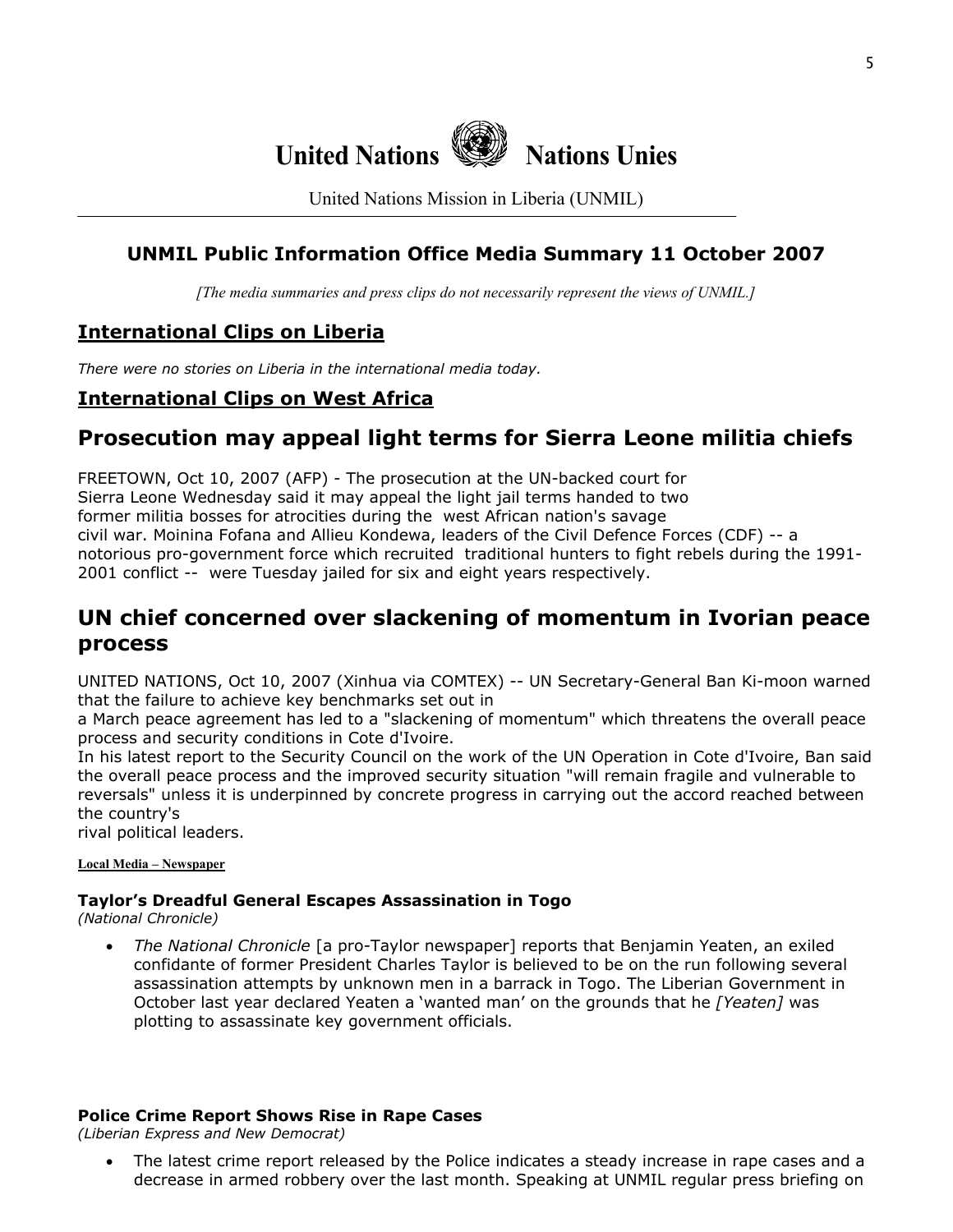# United Nations Nations Unies

United Nations Mission in Liberia (UNMIL)

## UNMIL Public Information Office Media Summary 11 October 2007

*[The media summaries and press clips do not necessarily represent the views of UNMIL.]*

## International Clips on Liberia

*There were no stories on Liberia in the international media today.*

## International Clips on West Africa

## Prosecution may appeal light terms for Sierra Leone militia chiefs

FREETOWN, Oct 10, 2007 (AFP) - The prosecution at the UN-backed court for Sierra Leone Wednesday said it may appeal the light jail terms handed to two former militia bosses for atrocities during the west African nation's savage civil war. Moinina Fofana and Allieu Kondewa, leaders of the Civil Defence Forces (CDF) -- a notorious pro-government force which recruited traditional hunters to fight rebels during the 1991-2001 conflict -- were Tuesday jailed for six and eight years respectively.

## UN chief concerned over slackening of momentum in Ivorian peace process

UNITED NATIONS, Oct 10, 2007 (Xinhua via COMTEX) -- UN Secretary-General Ban Ki-moon warned that the failure to achieve key benchmarks set out in a March peace agreement has led to a "slackening of momentum" which threatens the overall peace process and security conditions in Cote d'Ivoire.

In his latest report to the Security Council on the work of the UN Operation in Cote d'Ivoire, Ban said the overall peace process and the improved security situation "will remain fragile and vulnerable to reversals" unless it is underpinned by concrete progress in carrying out the accord reached between the country's rival political leaders.

**Local Media – Newspaper**

### Taylor's Dreadful General Escapes Assassination in Togo

*(National Chronicle)*

- *The National Chronicle* [a pro-Taylor newspaper] reports that Benjamin Yeaten, an exiled confidante of former President Charles Taylor is believed to be on the run following several assassination attempts by unknown men in a barrack in Togo. The Liberian Government in October last year declared Yeaten a 'wanted man' on the grounds that he *[Yeaten]* was plotting to assassinate key government officials.

### Police Crime Report Shows Rise in Rape Cases

*(Liberian Express and New Democrat)*

- The latest crime report released by the Police indicates a steady increase in rape cases and a decrease in armed robbery over the last month. Speaking at UNMIL regular press briefing on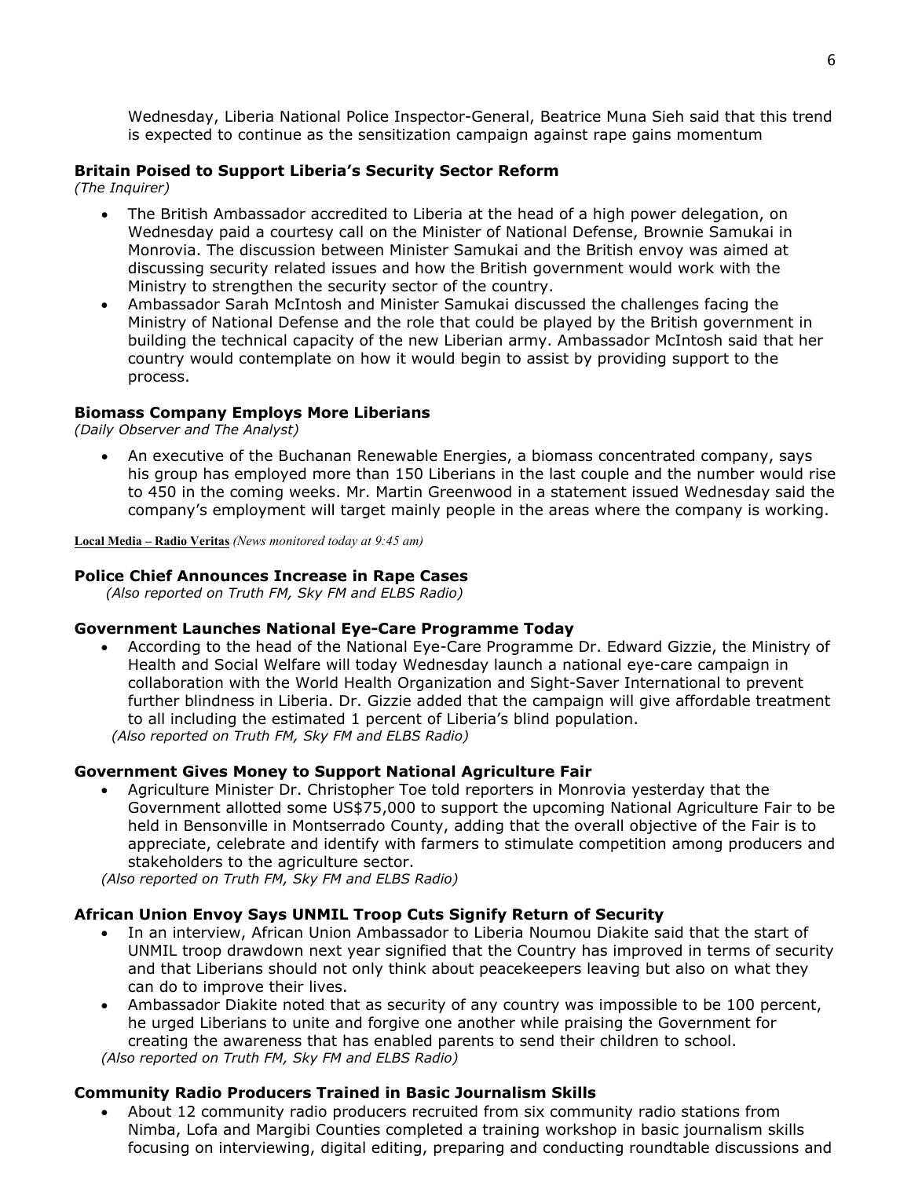Wednesday, Liberia National Police Inspector-General, Beatrice Muna Sieh said that this trend is expected to continue as the sensitization campaign against rape gains momentum

**Britain Poised to Support Liberia's Security Sector Reform**
*(The Inquirer)*

- The British Ambassador accredited to Liberia at the head of a high power delegation, on Wednesday paid a courtesy call on the Minister of National Defense, Brownie Samukai in Monrovia. The discussion between Minister Samukai and the British envoy was aimed at discussing security related issues and how the British government would work with the Ministry to strengthen the security sector of the country.
- Ambassador Sarah McIntosh and Minister Samukai discussed the challenges facing the Ministry of National Defense and the role that could be played by the British government in building the technical capacity of the new Liberian army. Ambassador McIntosh said that her country would contemplate on how it would begin to assist by providing support to the process.

**Biomass Company Employs More Liberians**
*(Daily Observer and The Analyst)*

- An executive of the Buchanan Renewable Energies, a biomass concentrated company, says his group has employed more than 150 Liberians in the last couple and the number would rise to 450 in the coming weeks. Mr. Martin Greenwood in a statement issued Wednesday said the company's employment will target mainly people in the areas where the company is working.

**Local Media – Radio Veritas** *(News monitored today at 9:45 am)*

**Police Chief Announces Increase in Rape Cases**
*(Also reported on Truth FM, Sky FM and ELBS Radio)*

**Government Launches National Eye-Care Programme Today**

- According to the head of the National Eye-Care Programme Dr. Edward Gizzie, the Ministry of Health and Social Welfare will today Wednesday launch a national eye-care campaign in collaboration with the World Health Organization and Sight-Saver International to prevent further blindness in Liberia. Dr. Gizzie added that the campaign will give affordable treatment to all including the estimated 1 percent of Liberia's blind population.

*(Also reported on Truth FM, Sky FM and ELBS Radio)*

**Government Gives Money to Support National Agriculture Fair**

- Agriculture Minister Dr. Christopher Toe told reporters in Monrovia yesterday that the Government allotted some US$75,000 to support the upcoming National Agriculture Fair to be held in Bensonville in Montserrado County, adding that the overall objective of the Fair is to appreciate, celebrate and identify with farmers to stimulate competition among producers and stakeholders to the agriculture sector.

*(Also reported on Truth FM, Sky FM and ELBS Radio)*

**African Union Envoy Says UNMIL Troop Cuts Signify Return of Security**

- In an interview, African Union Ambassador to Liberia Noumou Diakite said that the start of UNMIL troop drawdown next year signified that the Country has improved in terms of security and that Liberians should not only think about peacekeepers leaving but also on what they can do to improve their lives.
- Ambassador Diakite noted that as security of any country was impossible to be 100 percent, he urged Liberians to unite and forgive one another while praising the Government for creating the awareness that has enabled parents to send their children to school.

*(Also reported on Truth FM, Sky FM and ELBS Radio)*

**Community Radio Producers Trained in Basic Journalism Skills**

- About 12 community radio producers recruited from six community radio stations from Nimba, Lofa and Margibi Counties completed a training workshop in basic journalism skills focusing on interviewing, digital editing, preparing and conducting roundtable discussions and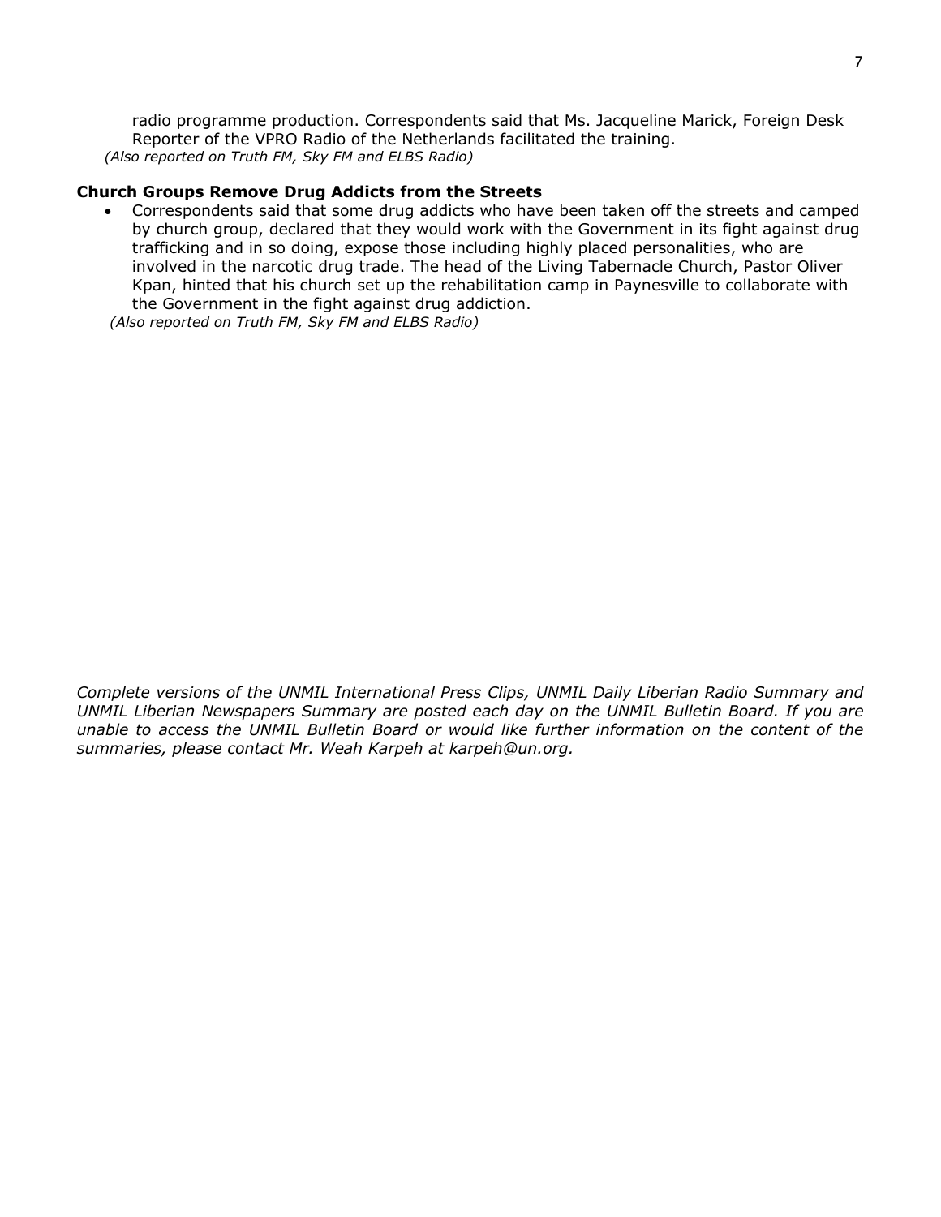radio programme production. Correspondents said that Ms. Jacqueline Marick, Foreign Desk Reporter of the VPRO Radio of the Netherlands facilitated the training.

*(Also reported on Truth FM, Sky FM and ELBS Radio)*

**Church Groups Remove Drug Addicts from the Streets**

- Correspondents said that some drug addicts who have been taken off the streets and camped by church group, declared that they would work with the Government in its fight against drug trafficking and in so doing, expose those including highly placed personalities, who are involved in the narcotic drug trade. The head of the Living Tabernacle Church, Pastor Oliver Kpan, hinted that his church set up the rehabilitation camp in Paynesville to collaborate with the Government in the fight against drug addiction.

*(Also reported on Truth FM, Sky FM and ELBS Radio)*

*Complete versions of the UNMIL International Press Clips, UNMIL Daily Liberian Radio Summary and UNMIL Liberian Newspapers Summary are posted each day on the UNMIL Bulletin Board. If you are unable to access the UNMIL Bulletin Board or would like further information on the content of the summaries, please contact Mr. Weah Karpeh at karpeh@un.org.*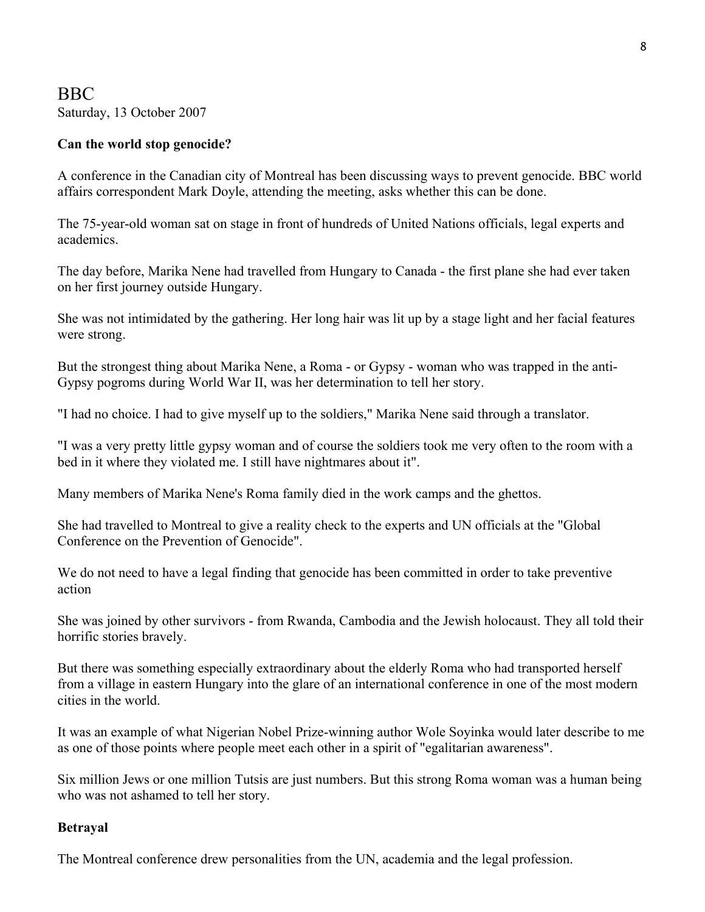BBC

Saturday, 13 October 2007

**Can the world stop genocide?**

A conference in the Canadian city of Montreal has been discussing ways to prevent genocide. BBC world affairs correspondent Mark Doyle, attending the meeting, asks whether this can be done.

The 75-year-old woman sat on stage in front of hundreds of United Nations officials, legal experts and academics.

The day before, Marika Nene had travelled from Hungary to Canada - the first plane she had ever taken on her first journey outside Hungary.

She was not intimidated by the gathering. Her long hair was lit up by a stage light and her facial features were strong.

But the strongest thing about Marika Nene, a Roma - or Gypsy - woman who was trapped in the anti-Gypsy pogroms during World War II, was her determination to tell her story.

"I had no choice. I had to give myself up to the soldiers," Marika Nene said through a translator.

"I was a very pretty little gypsy woman and of course the soldiers took me very often to the room with a bed in it where they violated me. I still have nightmares about it".

Many members of Marika Nene's Roma family died in the work camps and the ghettos.

She had travelled to Montreal to give a reality check to the experts and UN officials at the "Global Conference on the Prevention of Genocide".

We do not need to have a legal finding that genocide has been committed in order to take preventive action

She was joined by other survivors - from Rwanda, Cambodia and the Jewish holocaust. They all told their horrific stories bravely.

But there was something especially extraordinary about the elderly Roma who had transported herself from a village in eastern Hungary into the glare of an international conference in one of the most modern cities in the world.

It was an example of what Nigerian Nobel Prize-winning author Wole Soyinka would later describe to me as one of those points where people meet each other in a spirit of "egalitarian awareness".

Six million Jews or one million Tutsis are just numbers. But this strong Roma woman was a human being who was not ashamed to tell her story.

**Betrayal**

The Montreal conference drew personalities from the UN, academia and the legal profession.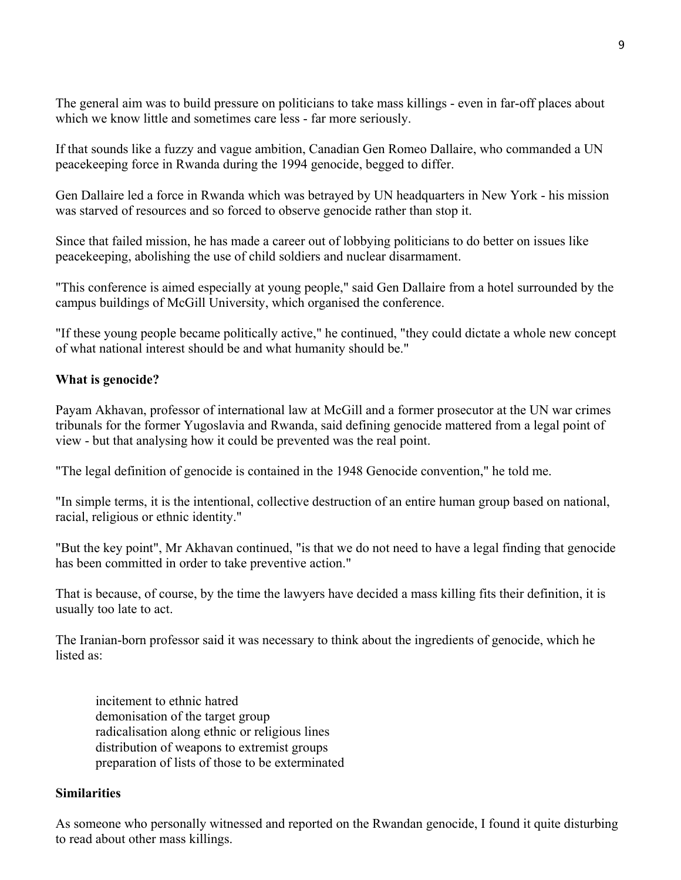The general aim was to build pressure on politicians to take mass killings - even in far-off places about which we know little and sometimes care less - far more seriously.

If that sounds like a fuzzy and vague ambition, Canadian Gen Romeo Dallaire, who commanded a UN peacekeeping force in Rwanda during the 1994 genocide, begged to differ.

Gen Dallaire led a force in Rwanda which was betrayed by UN headquarters in New York - his mission was starved of resources and so forced to observe genocide rather than stop it.

Since that failed mission, he has made a career out of lobbying politicians to do better on issues like peacekeeping, abolishing the use of child soldiers and nuclear disarmament.

"This conference is aimed especially at young people," said Gen Dallaire from a hotel surrounded by the campus buildings of McGill University, which organised the conference.

"If these young people became politically active," he continued, "they could dictate a whole new concept of what national interest should be and what humanity should be."

**What is genocide?**

Payam Akhavan, professor of international law at McGill and a former prosecutor at the UN war crimes tribunals for the former Yugoslavia and Rwanda, said defining genocide mattered from a legal point of view - but that analysing how it could be prevented was the real point.

"The legal definition of genocide is contained in the 1948 Genocide convention," he told me.

"In simple terms, it is the intentional, collective destruction of an entire human group based on national, racial, religious or ethnic identity."

"But the key point", Mr Akhavan continued, "is that we do not need to have a legal finding that genocide has been committed in order to take preventive action."

That is because, of course, by the time the lawyers have decided a mass killing fits their definition, it is usually too late to act.

The Iranian-born professor said it was necessary to think about the ingredients of genocide, which he listed as:

- incitement to ethnic hatred
- demonisation of the target group
- radicalisation along ethnic or religious lines
- distribution of weapons to extremist groups
- preparation of lists of those to be exterminated

**Similarities**

As someone who personally witnessed and reported on the Rwandan genocide, I found it quite disturbing to read about other mass killings.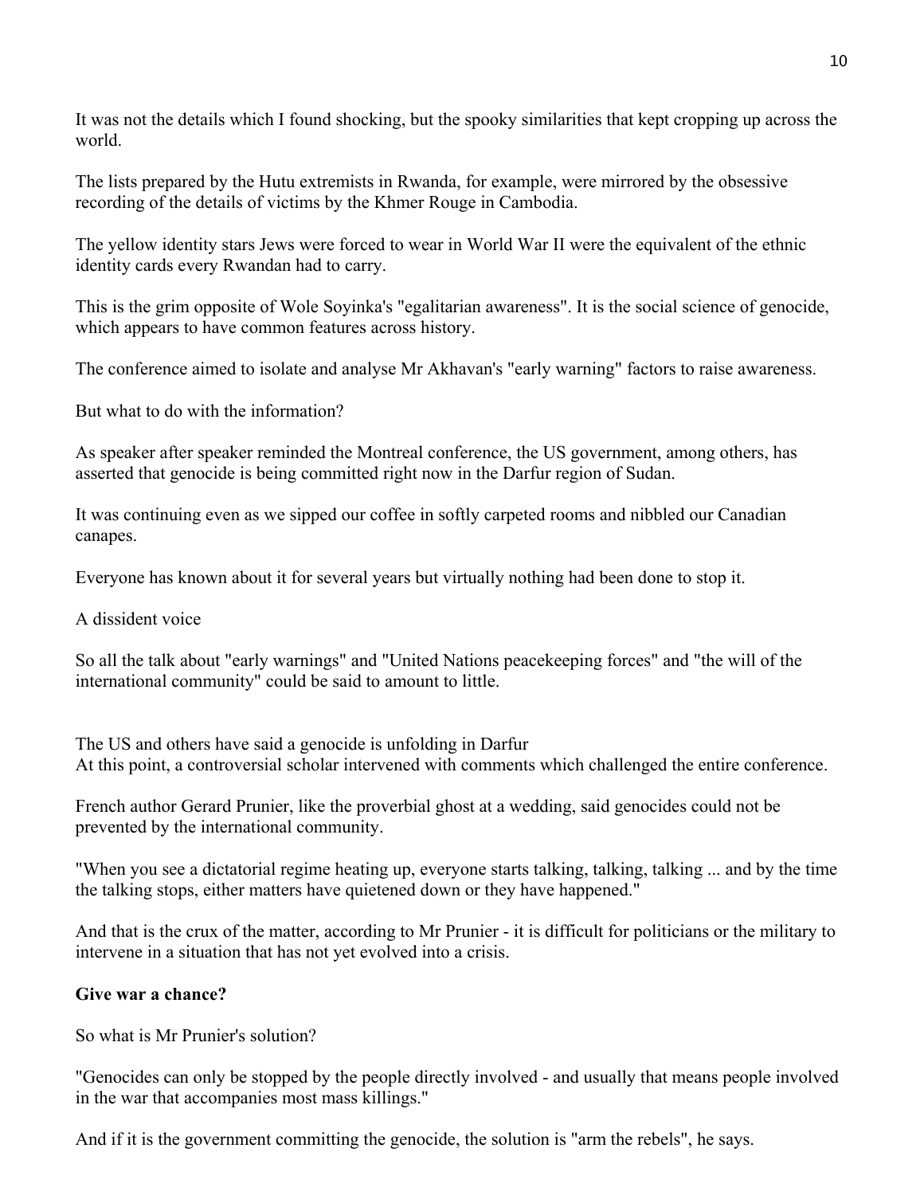It was not the details which I found shocking, but the spooky similarities that kept cropping up across the world.

The lists prepared by the Hutu extremists in Rwanda, for example, were mirrored by the obsessive recording of the details of victims by the Khmer Rouge in Cambodia.

The yellow identity stars Jews were forced to wear in World War II were the equivalent of the ethnic identity cards every Rwandan had to carry.

This is the grim opposite of Wole Soyinka's "egalitarian awareness". It is the social science of genocide, which appears to have common features across history.

The conference aimed to isolate and analyse Mr Akhavan's "early warning" factors to raise awareness.

But what to do with the information?

As speaker after speaker reminded the Montreal conference, the US government, among others, has asserted that genocide is being committed right now in the Darfur region of Sudan.

It was continuing even as we sipped our coffee in softly carpeted rooms and nibbled our Canadian canapes.

Everyone has known about it for several years but virtually nothing had been done to stop it.

A dissident voice

So all the talk about "early warnings" and "United Nations peacekeeping forces" and "the will of the international community" could be said to amount to little.

The US and others have said a genocide is unfolding in Darfur
At this point, a controversial scholar intervened with comments which challenged the entire conference.

French author Gerard Prunier, like the proverbial ghost at a wedding, said genocides could not be prevented by the international community.

"When you see a dictatorial regime heating up, everyone starts talking, talking, talking ... and by the time the talking stops, either matters have quietened down or they have happened."

And that is the crux of the matter, according to Mr Prunier - it is difficult for politicians or the military to intervene in a situation that has not yet evolved into a crisis.

**Give war a chance?**

So what is Mr Prunier's solution?

"Genocides can only be stopped by the people directly involved - and usually that means people involved in the war that accompanies most mass killings."

And if it is the government committing the genocide, the solution is "arm the rebels", he says.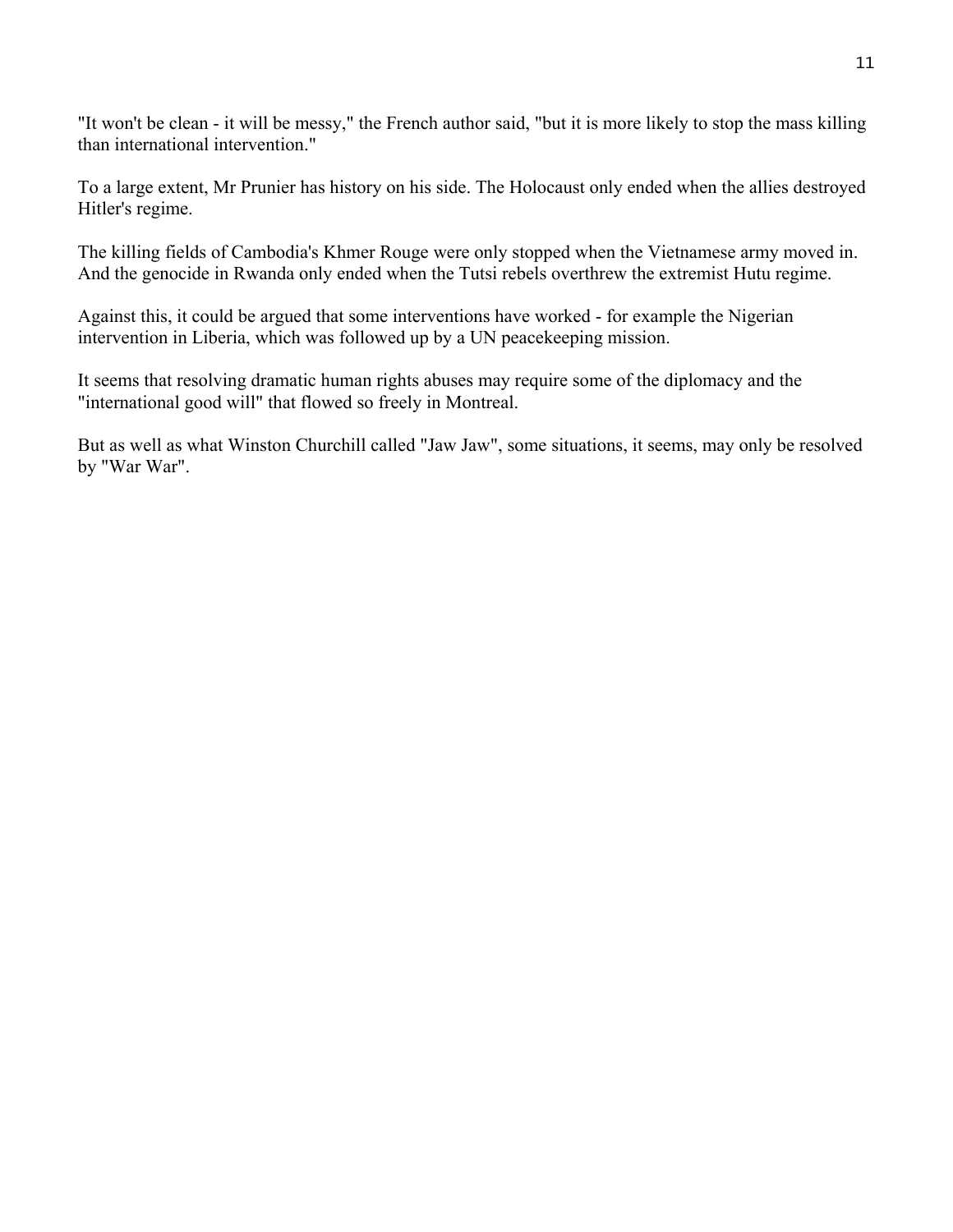"It won't be clean - it will be messy," the French author said, "but it is more likely to stop the mass killing than international intervention."

To a large extent, Mr Prunier has history on his side. The Holocaust only ended when the allies destroyed Hitler's regime.

The killing fields of Cambodia's Khmer Rouge were only stopped when the Vietnamese army moved in. And the genocide in Rwanda only ended when the Tutsi rebels overthrew the extremist Hutu regime.

Against this, it could be argued that some interventions have worked - for example the Nigerian intervention in Liberia, which was followed up by a UN peacekeeping mission.

It seems that resolving dramatic human rights abuses may require some of the diplomacy and the "international good will" that flowed so freely in Montreal.

But as well as what Winston Churchill called "Jaw Jaw", some situations, it seems, may only be resolved by "War War".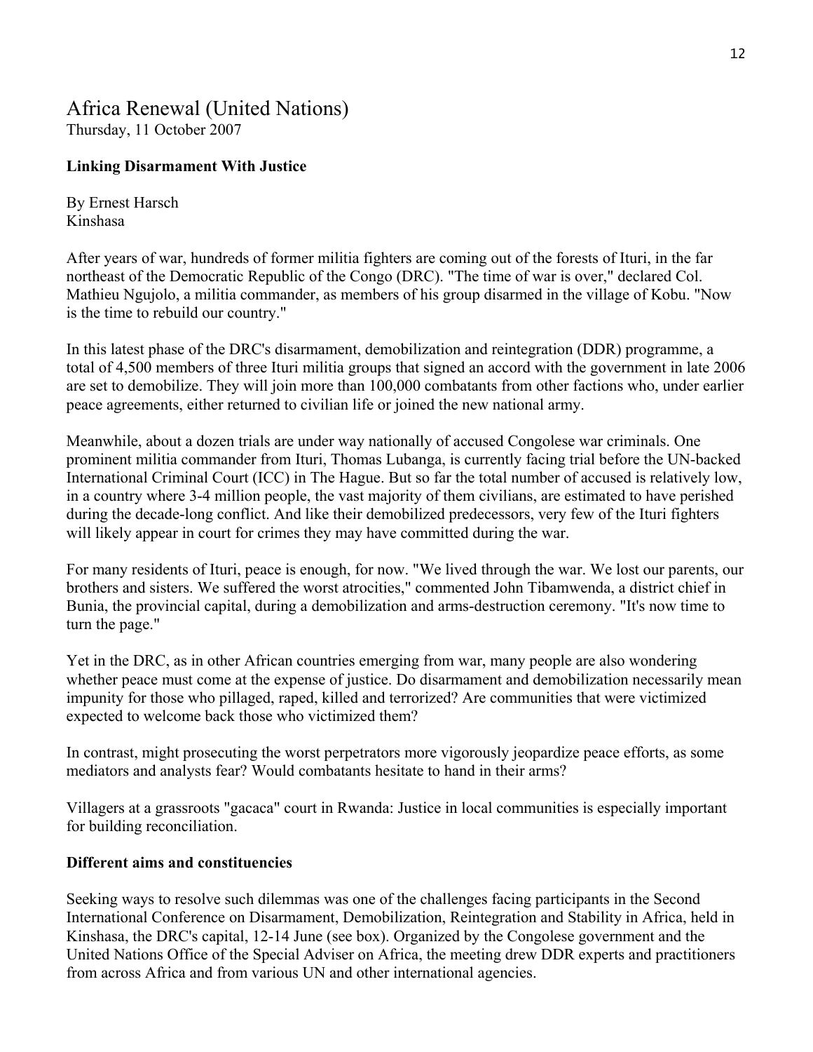# Africa Renewal (United Nations)

Thursday, 11 October 2007

### Linking Disarmament With Justice

By Ernest Harsch
Kinshasa

After years of war, hundreds of former militia fighters are coming out of the forests of Ituri, in the far northeast of the Democratic Republic of the Congo (DRC). "The time of war is over," declared Col. Mathieu Ngujolo, a militia commander, as members of his group disarmed in the village of Kobu. "Now is the time to rebuild our country."

In this latest phase of the DRC's disarmament, demobilization and reintegration (DDR) programme, a total of 4,500 members of three Ituri militia groups that signed an accord with the government in late 2006 are set to demobilize. They will join more than 100,000 combatants from other factions who, under earlier peace agreements, either returned to civilian life or joined the new national army.

Meanwhile, about a dozen trials are under way nationally of accused Congolese war criminals. One prominent militia commander from Ituri, Thomas Lubanga, is currently facing trial before the UN-backed International Criminal Court (ICC) in The Hague. But so far the total number of accused is relatively low, in a country where 3-4 million people, the vast majority of them civilians, are estimated to have perished during the decade-long conflict. And like their demobilized predecessors, very few of the Ituri fighters will likely appear in court for crimes they may have committed during the war.

For many residents of Ituri, peace is enough, for now. "We lived through the war. We lost our parents, our brothers and sisters. We suffered the worst atrocities," commented John Tibamwenda, a district chief in Bunia, the provincial capital, during a demobilization and arms-destruction ceremony. "It's now time to turn the page."

Yet in the DRC, as in other African countries emerging from war, many people are also wondering whether peace must come at the expense of justice. Do disarmament and demobilization necessarily mean impunity for those who pillaged, raped, killed and terrorized? Are communities that were victimized expected to welcome back those who victimized them?

In contrast, might prosecuting the worst perpetrators more vigorously jeopardize peace efforts, as some mediators and analysts fear? Would combatants hesitate to hand in their arms?

Villagers at a grassroots "gacaca" court in Rwanda: Justice in local communities is especially important for building reconciliation.

### Different aims and constituencies

Seeking ways to resolve such dilemmas was one of the challenges facing participants in the Second International Conference on Disarmament, Demobilization, Reintegration and Stability in Africa, held in Kinshasa, the DRC's capital, 12-14 June (see box). Organized by the Congolese government and the United Nations Office of the Special Adviser on Africa, the meeting drew DDR experts and practitioners from across Africa and from various UN and other international agencies.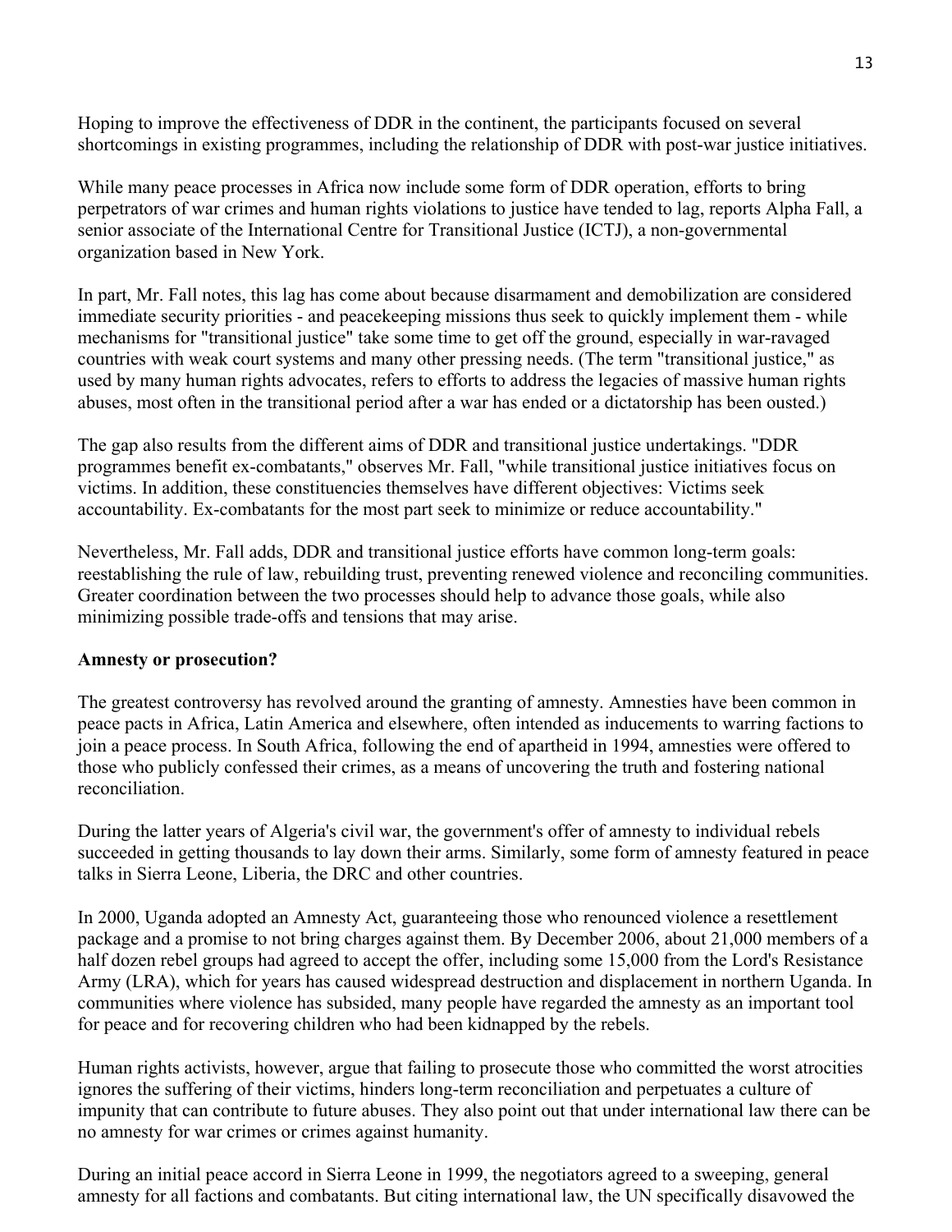Hoping to improve the effectiveness of DDR in the continent, the participants focused on several shortcomings in existing programmes, including the relationship of DDR with post-war justice initiatives.

While many peace processes in Africa now include some form of DDR operation, efforts to bring perpetrators of war crimes and human rights violations to justice have tended to lag, reports Alpha Fall, a senior associate of the International Centre for Transitional Justice (ICTJ), a non-governmental organization based in New York.

In part, Mr. Fall notes, this lag has come about because disarmament and demobilization are considered immediate security priorities - and peacekeeping missions thus seek to quickly implement them - while mechanisms for "transitional justice" take some time to get off the ground, especially in war-ravaged countries with weak court systems and many other pressing needs. (The term "transitional justice," as used by many human rights advocates, refers to efforts to address the legacies of massive human rights abuses, most often in the transitional period after a war has ended or a dictatorship has been ousted.)

The gap also results from the different aims of DDR and transitional justice undertakings. "DDR programmes benefit ex-combatants," observes Mr. Fall, "while transitional justice initiatives focus on victims. In addition, these constituencies themselves have different objectives: Victims seek accountability. Ex-combatants for the most part seek to minimize or reduce accountability."

Nevertheless, Mr. Fall adds, DDR and transitional justice efforts have common long-term goals: reestablishing the rule of law, rebuilding trust, preventing renewed violence and reconciling communities. Greater coordination between the two processes should help to advance those goals, while also minimizing possible trade-offs and tensions that may arise.

**Amnesty or prosecution?**

The greatest controversy has revolved around the granting of amnesty. Amnesties have been common in peace pacts in Africa, Latin America and elsewhere, often intended as inducements to warring factions to join a peace process. In South Africa, following the end of apartheid in 1994, amnesties were offered to those who publicly confessed their crimes, as a means of uncovering the truth and fostering national reconciliation.

During the latter years of Algeria's civil war, the government's offer of amnesty to individual rebels succeeded in getting thousands to lay down their arms. Similarly, some form of amnesty featured in peace talks in Sierra Leone, Liberia, the DRC and other countries.

In 2000, Uganda adopted an Amnesty Act, guaranteeing those who renounced violence a resettlement package and a promise to not bring charges against them. By December 2006, about 21,000 members of a half dozen rebel groups had agreed to accept the offer, including some 15,000 from the Lord's Resistance Army (LRA), which for years has caused widespread destruction and displacement in northern Uganda. In communities where violence has subsided, many people have regarded the amnesty as an important tool for peace and for recovering children who had been kidnapped by the rebels.

Human rights activists, however, argue that failing to prosecute those who committed the worst atrocities ignores the suffering of their victims, hinders long-term reconciliation and perpetuates a culture of impunity that can contribute to future abuses. They also point out that under international law there can be no amnesty for war crimes or crimes against humanity.

During an initial peace accord in Sierra Leone in 1999, the negotiators agreed to a sweeping, general amnesty for all factions and combatants. But citing international law, the UN specifically disavowed the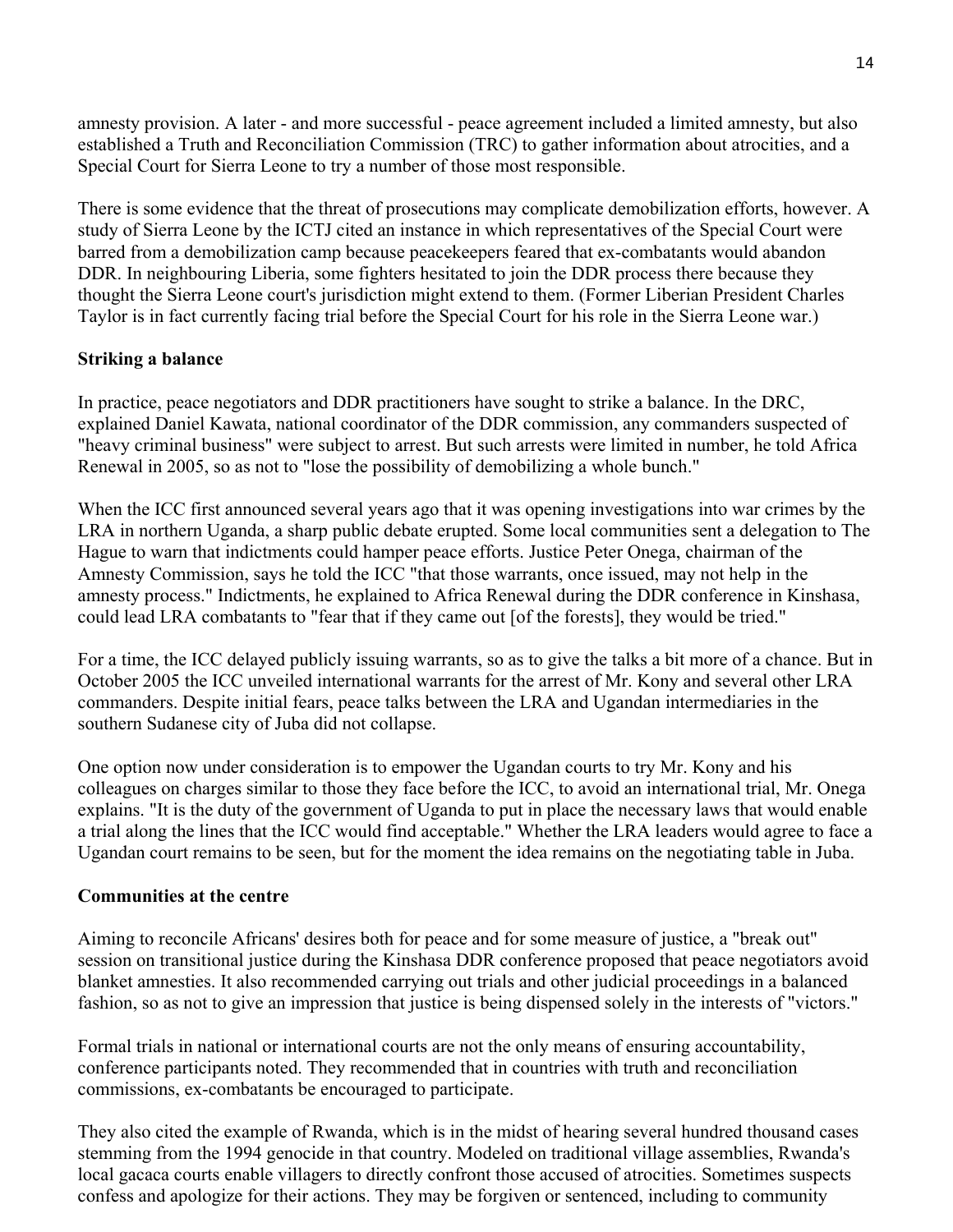amnesty provision. A later - and more successful - peace agreement included a limited amnesty, but also established a Truth and Reconciliation Commission (TRC) to gather information about atrocities, and a Special Court for Sierra Leone to try a number of those most responsible.

There is some evidence that the threat of prosecutions may complicate demobilization efforts, however. A study of Sierra Leone by the ICTJ cited an instance in which representatives of the Special Court were barred from a demobilization camp because peacekeepers feared that ex-combatants would abandon DDR. In neighbouring Liberia, some fighters hesitated to join the DDR process there because they thought the Sierra Leone court's jurisdiction might extend to them. (Former Liberian President Charles Taylor is in fact currently facing trial before the Special Court for his role in the Sierra Leone war.)

**Striking a balance**

In practice, peace negotiators and DDR practitioners have sought to strike a balance. In the DRC, explained Daniel Kawata, national coordinator of the DDR commission, any commanders suspected of "heavy criminal business" were subject to arrest. But such arrests were limited in number, he told Africa Renewal in 2005, so as not to "lose the possibility of demobilizing a whole bunch."

When the ICC first announced several years ago that it was opening investigations into war crimes by the LRA in northern Uganda, a sharp public debate erupted. Some local communities sent a delegation to The Hague to warn that indictments could hamper peace efforts. Justice Peter Onega, chairman of the Amnesty Commission, says he told the ICC "that those warrants, once issued, may not help in the amnesty process." Indictments, he explained to Africa Renewal during the DDR conference in Kinshasa, could lead LRA combatants to "fear that if they came out [of the forests], they would be tried."

For a time, the ICC delayed publicly issuing warrants, so as to give the talks a bit more of a chance. But in October 2005 the ICC unveiled international warrants for the arrest of Mr. Kony and several other LRA commanders. Despite initial fears, peace talks between the LRA and Ugandan intermediaries in the southern Sudanese city of Juba did not collapse.

One option now under consideration is to empower the Ugandan courts to try Mr. Kony and his colleagues on charges similar to those they face before the ICC, to avoid an international trial, Mr. Onega explains. "It is the duty of the government of Uganda to put in place the necessary laws that would enable a trial along the lines that the ICC would find acceptable." Whether the LRA leaders would agree to face a Ugandan court remains to be seen, but for the moment the idea remains on the negotiating table in Juba.

**Communities at the centre**

Aiming to reconcile Africans' desires both for peace and for some measure of justice, a "break out" session on transitional justice during the Kinshasa DDR conference proposed that peace negotiators avoid blanket amnesties. It also recommended carrying out trials and other judicial proceedings in a balanced fashion, so as not to give an impression that justice is being dispensed solely in the interests of "victors."

Formal trials in national or international courts are not the only means of ensuring accountability, conference participants noted. They recommended that in countries with truth and reconciliation commissions, ex-combatants be encouraged to participate.

They also cited the example of Rwanda, which is in the midst of hearing several hundred thousand cases stemming from the 1994 genocide in that country. Modeled on traditional village assemblies, Rwanda's local gacaca courts enable villagers to directly confront those accused of atrocities. Sometimes suspects confess and apologize for their actions. They may be forgiven or sentenced, including to community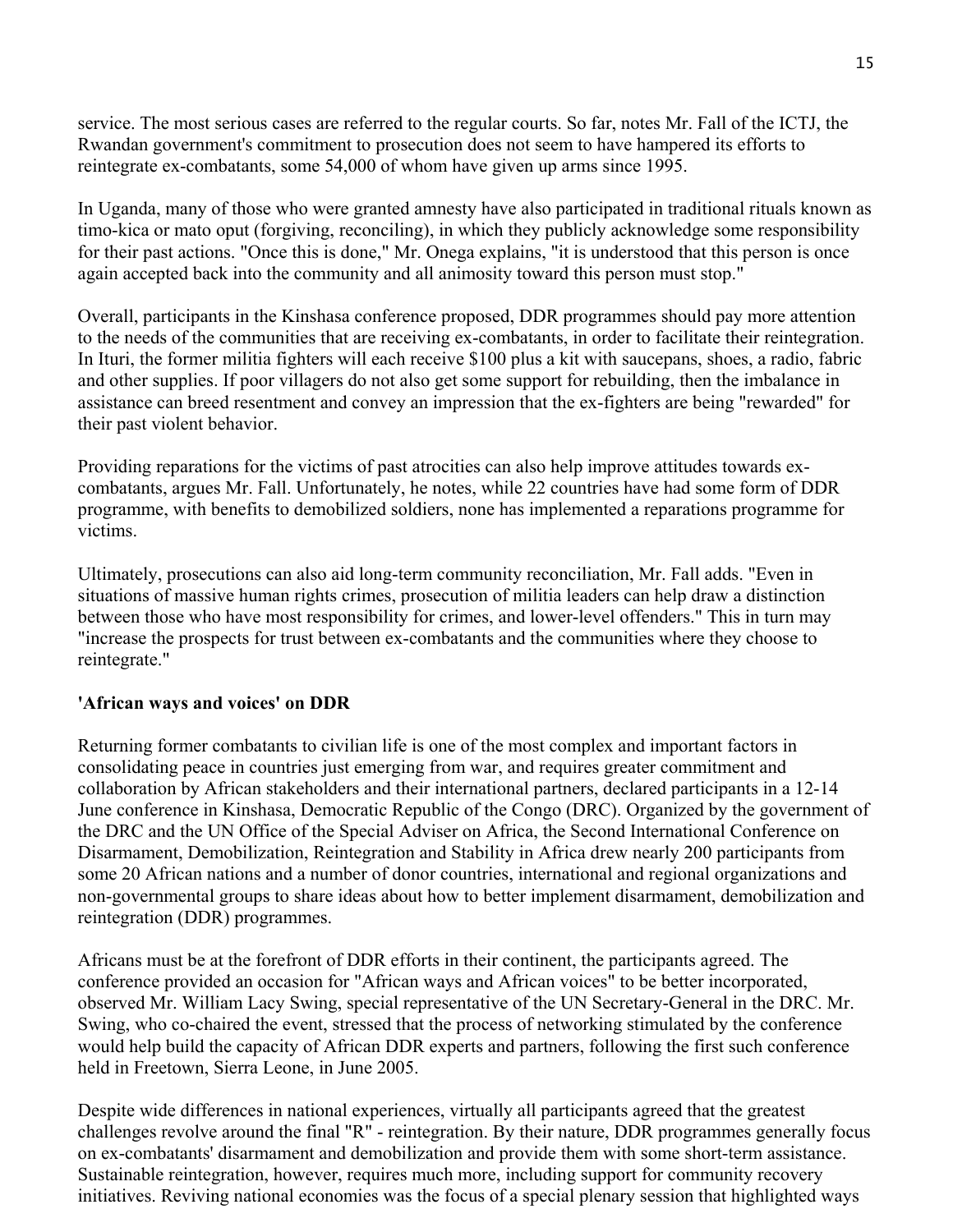service. The most serious cases are referred to the regular courts. So far, notes Mr. Fall of the ICTJ, the Rwandan government's commitment to prosecution does not seem to have hampered its efforts to reintegrate ex-combatants, some 54,000 of whom have given up arms since 1995.

In Uganda, many of those who were granted amnesty have also participated in traditional rituals known as timo-kica or mato oput (forgiving, reconciling), in which they publicly acknowledge some responsibility for their past actions. "Once this is done," Mr. Onega explains, "it is understood that this person is once again accepted back into the community and all animosity toward this person must stop."

Overall, participants in the Kinshasa conference proposed, DDR programmes should pay more attention to the needs of the communities that are receiving ex-combatants, in order to facilitate their reintegration. In Ituri, the former militia fighters will each receive $100 plus a kit with saucepans, shoes, a radio, fabric and other supplies. If poor villagers do not also get some support for rebuilding, then the imbalance in assistance can breed resentment and convey an impression that the ex-fighters are being "rewarded" for their past violent behavior.

Providing reparations for the victims of past atrocities can also help improve attitudes towards ex-combatants, argues Mr. Fall. Unfortunately, he notes, while 22 countries have had some form of DDR programme, with benefits to demobilized soldiers, none has implemented a reparations programme for victims.

Ultimately, prosecutions can also aid long-term community reconciliation, Mr. Fall adds. "Even in situations of massive human rights crimes, prosecution of militia leaders can help draw a distinction between those who have most responsibility for crimes, and lower-level offenders." This in turn may "increase the prospects for trust between ex-combatants and the communities where they choose to reintegrate."

## 'African ways and voices' on DDR

Returning former combatants to civilian life is one of the most complex and important factors in consolidating peace in countries just emerging from war, and requires greater commitment and collaboration by African stakeholders and their international partners, declared participants in a 12-14 June conference in Kinshasa, Democratic Republic of the Congo (DRC). Organized by the government of the DRC and the UN Office of the Special Adviser on Africa, the Second International Conference on Disarmament, Demobilization, Reintegration and Stability in Africa drew nearly 200 participants from some 20 African nations and a number of donor countries, international and regional organizations and non-governmental groups to share ideas about how to better implement disarmament, demobilization and reintegration (DDR) programmes.

Africans must be at the forefront of DDR efforts in their continent, the participants agreed. The conference provided an occasion for "African ways and African voices" to be better incorporated, observed Mr. William Lacy Swing, special representative of the UN Secretary-General in the DRC. Mr. Swing, who co-chaired the event, stressed that the process of networking stimulated by the conference would help build the capacity of African DDR experts and partners, following the first such conference held in Freetown, Sierra Leone, in June 2005.

Despite wide differences in national experiences, virtually all participants agreed that the greatest challenges revolve around the final "R" - reintegration. By their nature, DDR programmes generally focus on ex-combatants' disarmament and demobilization and provide them with some short-term assistance. Sustainable reintegration, however, requires much more, including support for community recovery initiatives. Reviving national economies was the focus of a special plenary session that highlighted ways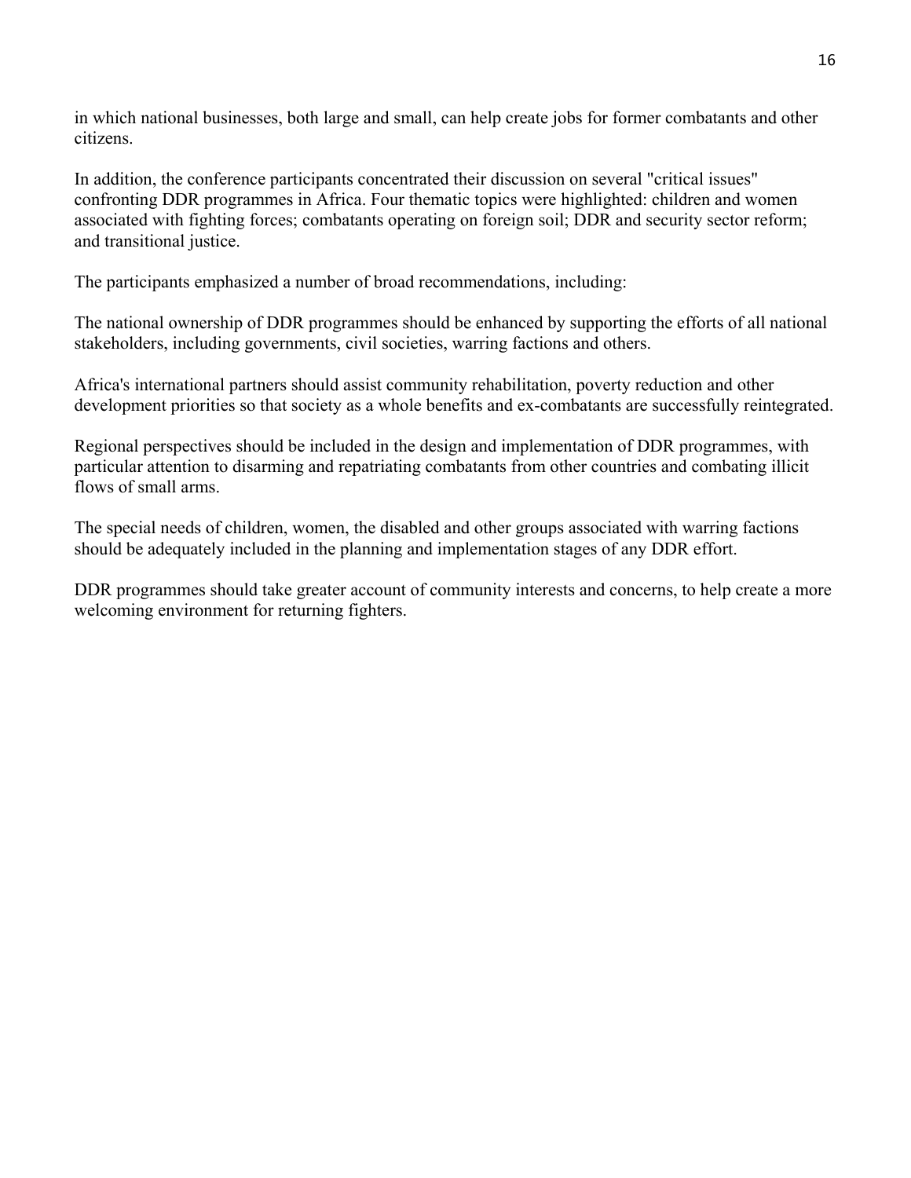in which national businesses, both large and small, can help create jobs for former combatants and other citizens.

In addition, the conference participants concentrated their discussion on several "critical issues" confronting DDR programmes in Africa. Four thematic topics were highlighted: children and women associated with fighting forces; combatants operating on foreign soil; DDR and security sector reform; and transitional justice.

The participants emphasized a number of broad recommendations, including:

The national ownership of DDR programmes should be enhanced by supporting the efforts of all national stakeholders, including governments, civil societies, warring factions and others.

Africa's international partners should assist community rehabilitation, poverty reduction and other development priorities so that society as a whole benefits and ex-combatants are successfully reintegrated.

Regional perspectives should be included in the design and implementation of DDR programmes, with particular attention to disarming and repatriating combatants from other countries and combating illicit flows of small arms.

The special needs of children, women, the disabled and other groups associated with warring factions should be adequately included in the planning and implementation stages of any DDR effort.

DDR programmes should take greater account of community interests and concerns, to help create a more welcoming environment for returning fighters.